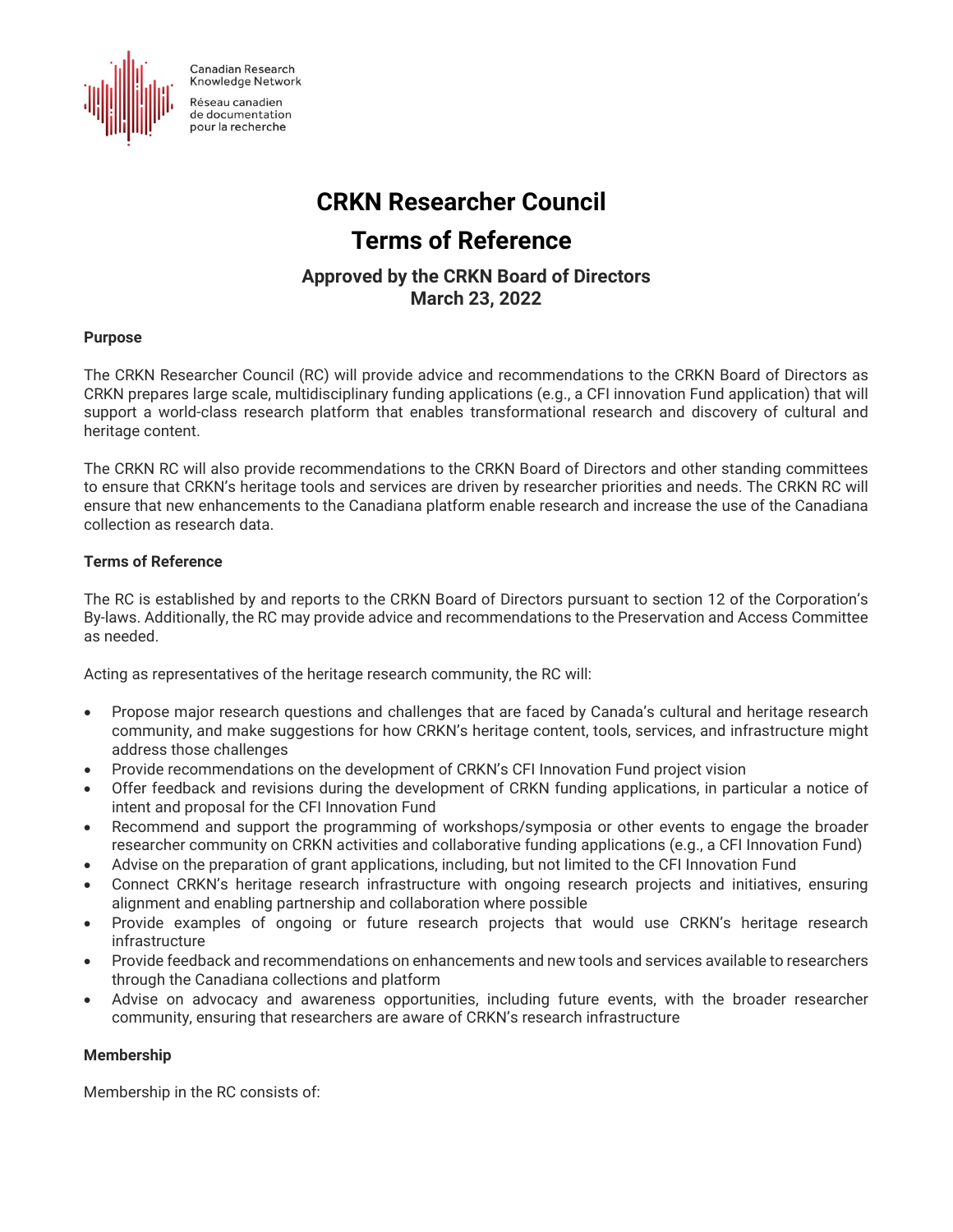Canadian Research Knowledge Network

Réseau canadien de documentation pour la recherche

# CRKN Researcher Council

# Terms of Reference

### Approved by the CRKN Board of Directors
### March 23, 2022

**Purpose**

The CRKN Researcher Council (RC) will provide advice and recommendations to the CRKN Board of Directors as CRKN prepares large scale, multidisciplinary funding applications (e.g., a CFI innovation Fund application) that will support a world-class research platform that enables transformational research and discovery of cultural and heritage content.

The CRKN RC will also provide recommendations to the CRKN Board of Directors and other standing committees to ensure that CRKN's heritage tools and services are driven by researcher priorities and needs. The CRKN RC will ensure that new enhancements to the Canadiana platform enable research and increase the use of the Canadiana collection as research data.

**Terms of Reference**

The RC is established by and reports to the CRKN Board of Directors pursuant to section 12 of the Corporation's By-laws. Additionally, the RC may provide advice and recommendations to the Preservation and Access Committee as needed.

Acting as representatives of the heritage research community, the RC will:

- Propose major research questions and challenges that are faced by Canada's cultural and heritage research community, and make suggestions for how CRKN's heritage content, tools, services, and infrastructure might address those challenges
- Provide recommendations on the development of CRKN's CFI Innovation Fund project vision
- Offer feedback and revisions during the development of CRKN funding applications, in particular a notice of intent and proposal for the CFI Innovation Fund
- Recommend and support the programming of workshops/symposia or other events to engage the broader researcher community on CRKN activities and collaborative funding applications (e.g., a CFI Innovation Fund)
- Advise on the preparation of grant applications, including, but not limited to the CFI Innovation Fund
- Connect CRKN's heritage research infrastructure with ongoing research projects and initiatives, ensuring alignment and enabling partnership and collaboration where possible
- Provide examples of ongoing or future research projects that would use CRKN's heritage research infrastructure
- Provide feedback and recommendations on enhancements and new tools and services available to researchers through the Canadiana collections and platform
- Advise on advocacy and awareness opportunities, including future events, with the broader researcher community, ensuring that researchers are aware of CRKN's research infrastructure

**Membership**

Membership in the RC consists of: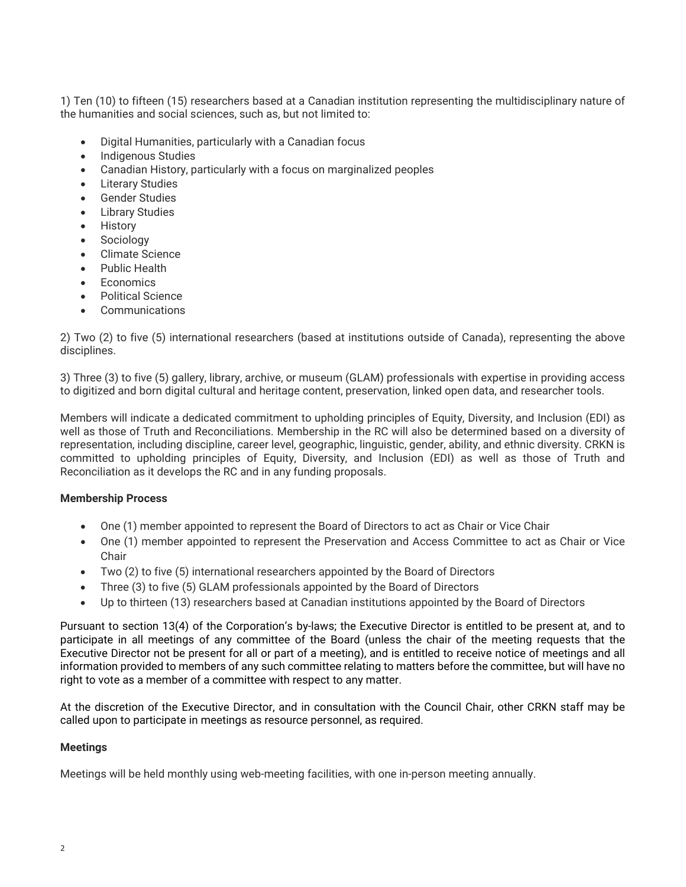1) Ten (10) to fifteen (15) researchers based at a Canadian institution representing the multidisciplinary nature of the humanities and social sciences, such as, but not limited to:

- Digital Humanities, particularly with a Canadian focus
- Indigenous Studies
- Canadian History, particularly with a focus on marginalized peoples
- Literary Studies
- Gender Studies
- Library Studies
- History
- Sociology
- Climate Science
- Public Health
- Economics
- Political Science
- Communications

2) Two (2) to five (5) international researchers (based at institutions outside of Canada), representing the above disciplines.

3) Three (3) to five (5) gallery, library, archive, or museum (GLAM) professionals with expertise in providing access to digitized and born digital cultural and heritage content, preservation, linked open data, and researcher tools.

Members will indicate a dedicated commitment to upholding principles of Equity, Diversity, and Inclusion (EDI) as well as those of Truth and Reconciliations. Membership in the RC will also be determined based on a diversity of representation, including discipline, career level, geographic, linguistic, gender, ability, and ethnic diversity. CRKN is committed to upholding principles of Equity, Diversity, and Inclusion (EDI) as well as those of Truth and Reconciliation as it develops the RC and in any funding proposals.

**Membership Process**

- One (1) member appointed to represent the Board of Directors to act as Chair or Vice Chair
- One (1) member appointed to represent the Preservation and Access Committee to act as Chair or Vice Chair
- Two (2) to five (5) international researchers appointed by the Board of Directors
- Three (3) to five (5) GLAM professionals appointed by the Board of Directors
- Up to thirteen (13) researchers based at Canadian institutions appointed by the Board of Directors

Pursuant to section 13(4) of the Corporation's by-laws; the Executive Director is entitled to be present at, and to participate in all meetings of any committee of the Board (unless the chair of the meeting requests that the Executive Director not be present for all or part of a meeting), and is entitled to receive notice of meetings and all information provided to members of any such committee relating to matters before the committee, but will have no right to vote as a member of a committee with respect to any matter.

At the discretion of the Executive Director, and in consultation with the Council Chair, other CRKN staff may be called upon to participate in meetings as resource personnel, as required.

**Meetings**

Meetings will be held monthly using web-meeting facilities, with one in-person meeting annually.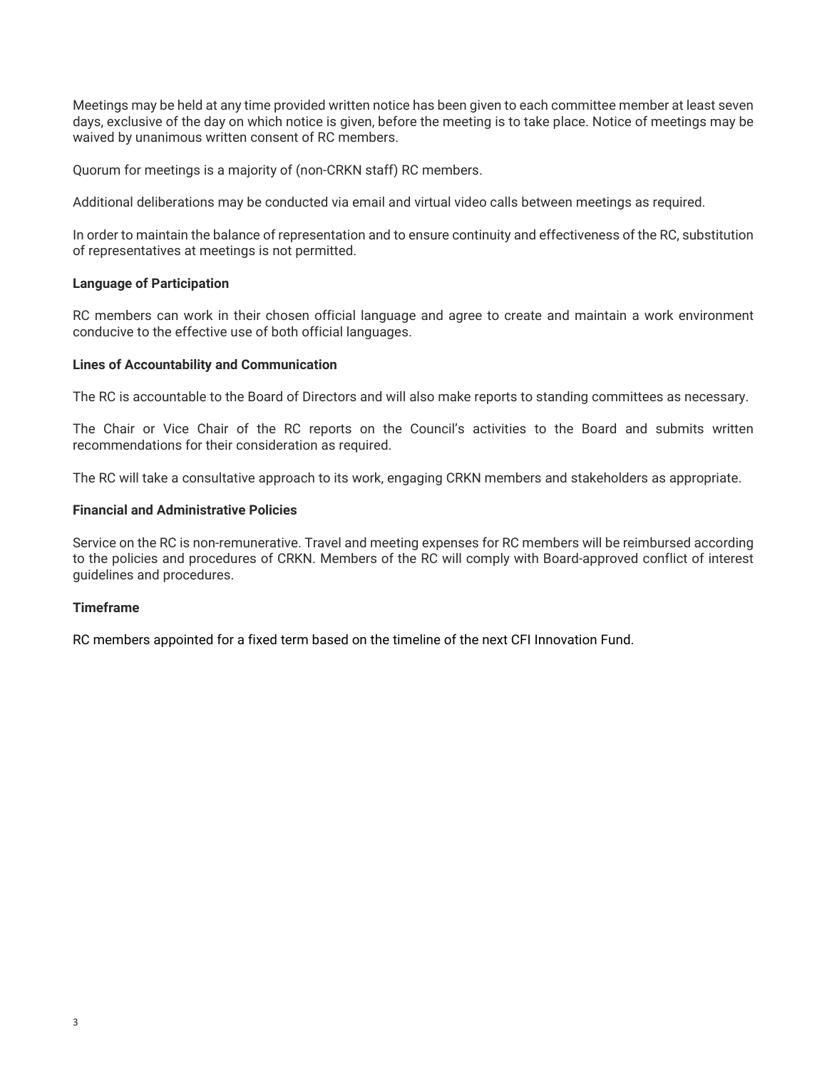Meetings may be held at any time provided written notice has been given to each committee member at least seven days, exclusive of the day on which notice is given, before the meeting is to take place. Notice of meetings may be waived by unanimous written consent of RC members.

Quorum for meetings is a majority of (non-CRKN staff) RC members.

Additional deliberations may be conducted via email and virtual video calls between meetings as required.

In order to maintain the balance of representation and to ensure continuity and effectiveness of the RC, substitution of representatives at meetings is not permitted.

**Language of Participation**

RC members can work in their chosen official language and agree to create and maintain a work environment conducive to the effective use of both official languages.

**Lines of Accountability and Communication**

The RC is accountable to the Board of Directors and will also make reports to standing committees as necessary.

The Chair or Vice Chair of the RC reports on the Council's activities to the Board and submits written recommendations for their consideration as required.

The RC will take a consultative approach to its work, engaging CRKN members and stakeholders as appropriate.

**Financial and Administrative Policies**

Service on the RC is non-remunerative. Travel and meeting expenses for RC members will be reimbursed according to the policies and procedures of CRKN. Members of the RC will comply with Board-approved conflict of interest guidelines and procedures.

**Timeframe**

RC members appointed for a fixed term based on the timeline of the next CFI Innovation Fund.